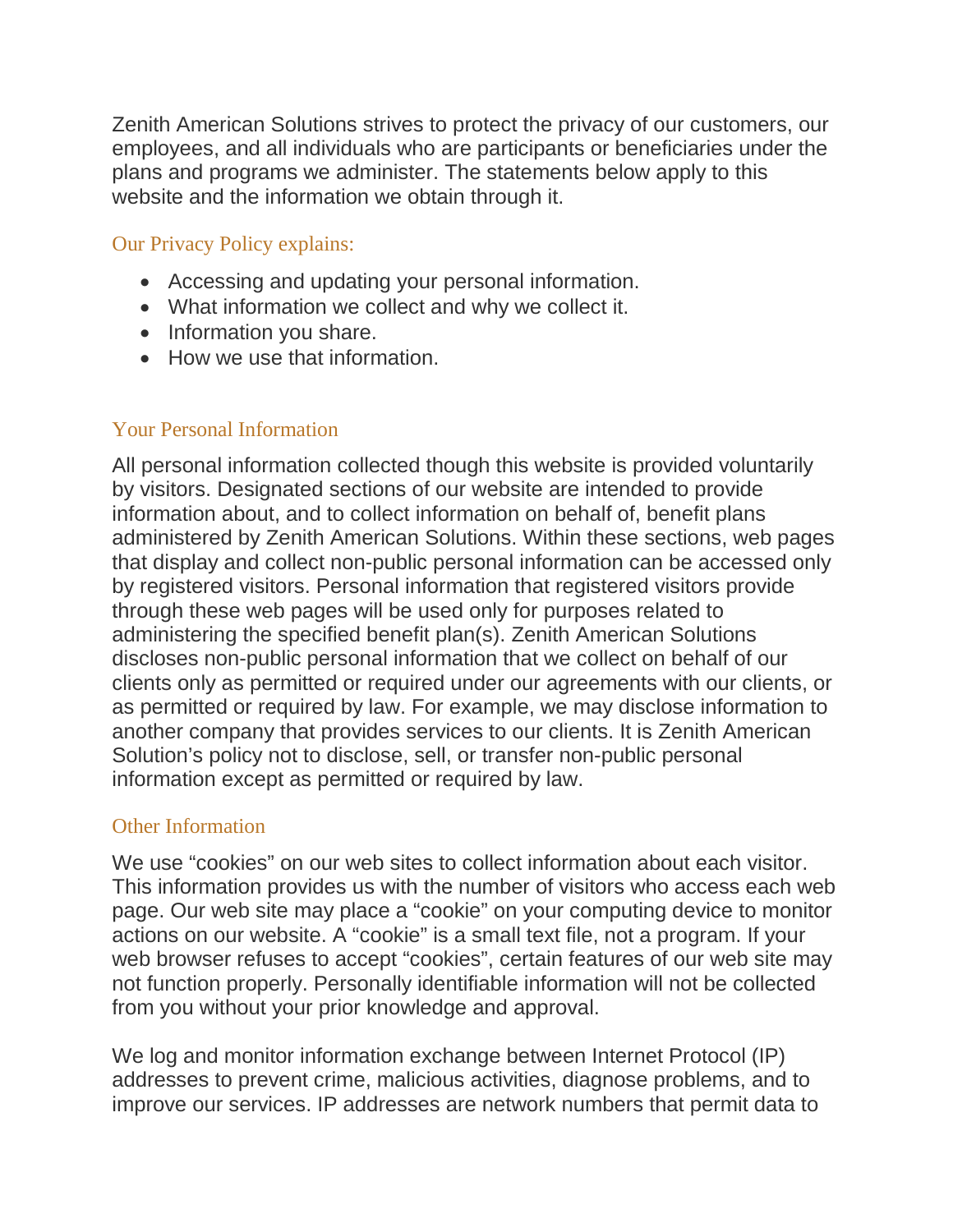Zenith American Solutions strives to protect the privacy of our customers, our employees, and all individuals who are participants or beneficiaries under the plans and programs we administer. The statements below apply to this website and the information we obtain through it.

## Our Privacy Policy explains:

- Accessing and updating your personal information.
- What information we collect and why we collect it.
- Information you share.
- How we use that information.

## Your Personal Information

All personal information collected though this website is provided voluntarily by visitors. Designated sections of our website are intended to provide information about, and to collect information on behalf of, benefit plans administered by Zenith American Solutions. Within these sections, web pages that display and collect non-public personal information can be accessed only by registered visitors. Personal information that registered visitors provide through these web pages will be used only for purposes related to administering the specified benefit plan(s). Zenith American Solutions discloses non-public personal information that we collect on behalf of our clients only as permitted or required under our agreements with our clients, or as permitted or required by law. For example, we may disclose information to another company that provides services to our clients. It is Zenith American Solution's policy not to disclose, sell, or transfer non-public personal information except as permitted or required by law.

## Other Information

We use "cookies" on our web sites to collect information about each visitor. This information provides us with the number of visitors who access each web page. Our web site may place a "cookie" on your computing device to monitor actions on our website. A "cookie" is a small text file, not a program. If your web browser refuses to accept "cookies", certain features of our web site may not function properly. Personally identifiable information will not be collected from you without your prior knowledge and approval.

We log and monitor information exchange between Internet Protocol (IP) addresses to prevent crime, malicious activities, diagnose problems, and to improve our services. IP addresses are network numbers that permit data to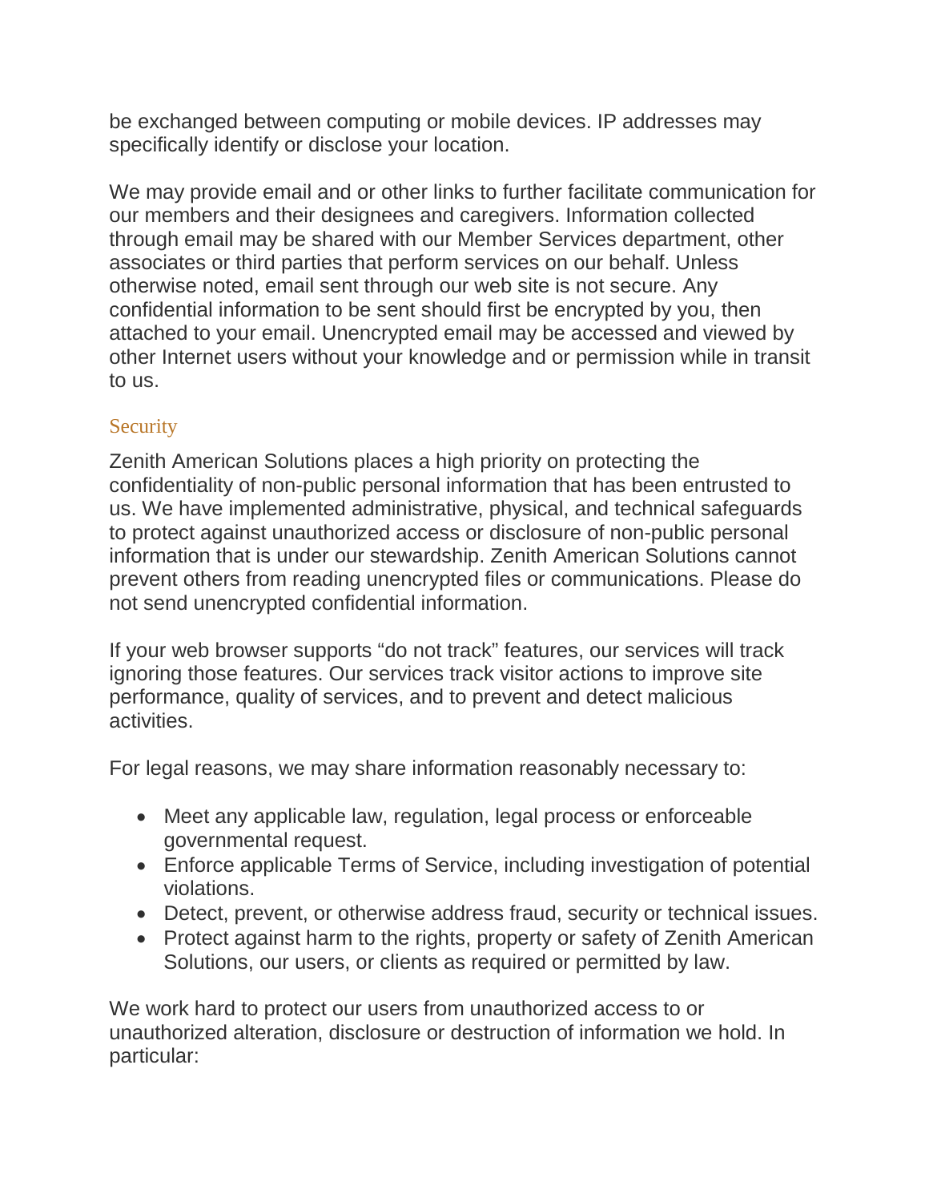be exchanged between computing or mobile devices. IP addresses may specifically identify or disclose your location.

We may provide email and or other links to further facilitate communication for our members and their designees and caregivers. Information collected through email may be shared with our Member Services department, other associates or third parties that perform services on our behalf. Unless otherwise noted, email sent through our web site is not secure. Any confidential information to be sent should first be encrypted by you, then attached to your email. Unencrypted email may be accessed and viewed by other Internet users without your knowledge and or permission while in transit to us.

## Security

Zenith American Solutions places a high priority on protecting the confidentiality of non-public personal information that has been entrusted to us. We have implemented administrative, physical, and technical safeguards to protect against unauthorized access or disclosure of non-public personal information that is under our stewardship. Zenith American Solutions cannot prevent others from reading unencrypted files or communications. Please do not send unencrypted confidential information.

If your web browser supports “do not track” features, our services will track ignoring those features. Our services track visitor actions to improve site performance, quality of services, and to prevent and detect malicious activities.

For legal reasons, we may share information reasonably necessary to:

- Meet any applicable law, regulation, legal process or enforceable governmental request.
- Enforce applicable Terms of Service, including investigation of potential violations.
- Detect, prevent, or otherwise address fraud, security or technical issues.
- Protect against harm to the rights, property or safety of Zenith American Solutions, our users, or clients as required or permitted by law.

We work hard to protect our users from unauthorized access to or unauthorized alteration, disclosure or destruction of information we hold. In particular: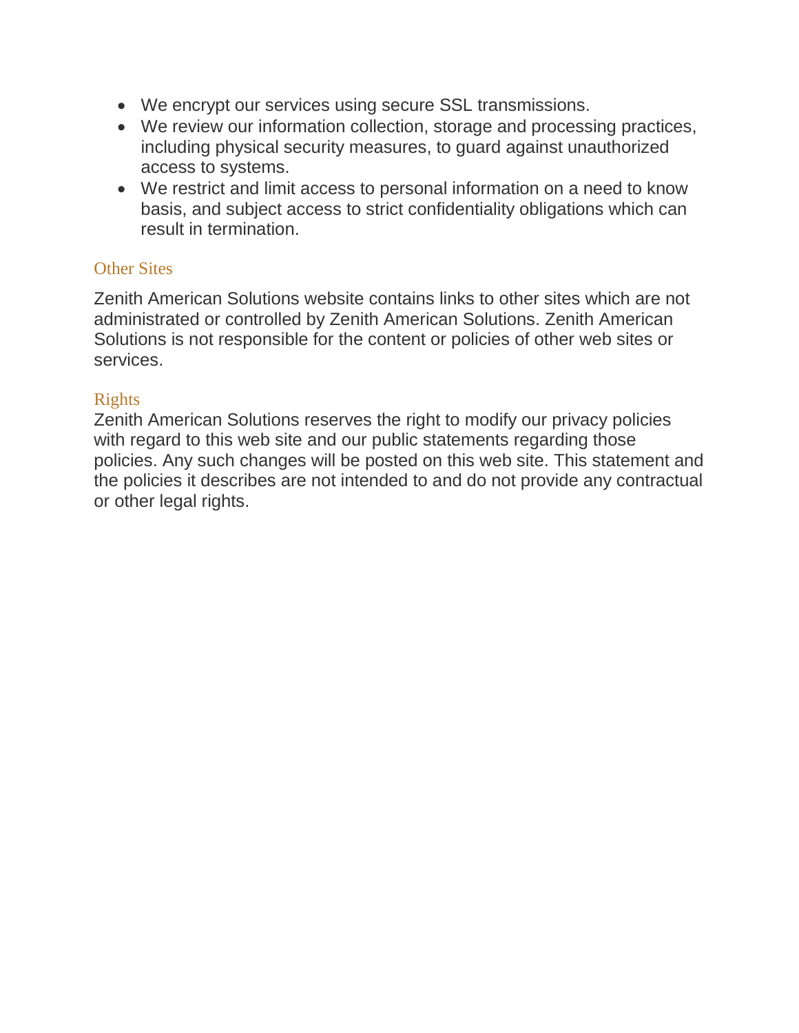- We encrypt our services using secure SSL transmissions.
- We review our information collection, storage and processing practices, including physical security measures, to guard against unauthorized access to systems.
- We restrict and limit access to personal information on a need to know basis, and subject access to strict confidentiality obligations which can result in termination.

## Other Sites

Zenith American Solutions website contains links to other sites which are not administrated or controlled by Zenith American Solutions. Zenith American Solutions is not responsible for the content or policies of other web sites or services.

## Rights

Zenith American Solutions reserves the right to modify our privacy policies with regard to this web site and our public statements regarding those policies. Any such changes will be posted on this web site. This statement and the policies it describes are not intended to and do not provide any contractual or other legal rights.